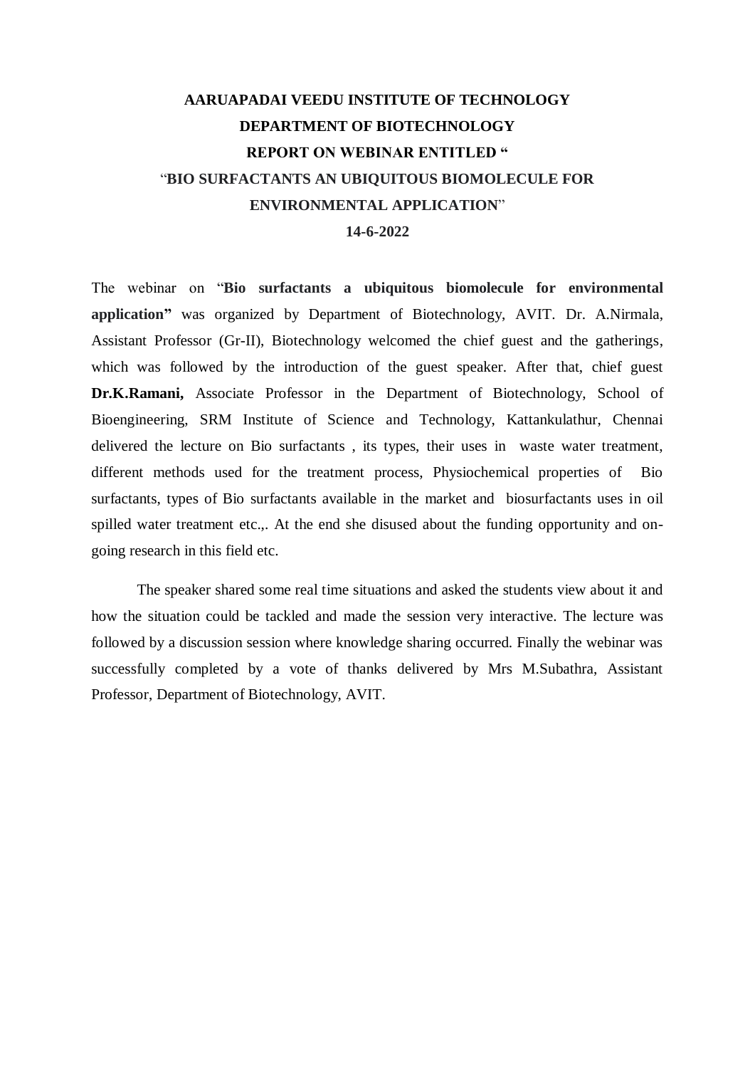# AARUAPADAI VEEDU INSTITUTE OF TECHNOLOGY

## DEPARTMENT OF BIOTECHNOLOGY

## REPORT ON WEBINAR ENTITLED "

## "BIO SURFACTANTS AN UBIQUITOUS BIOMOLECULE FOR ENVIRONMENTAL APPLICATION"

## 14-6-2022

The webinar on "**Bio surfactants a ubiquitous biomolecule for environmental application"** was organized by Department of Biotechnology, AVIT. Dr. A.Nirmala, Assistant Professor (Gr-II), Biotechnology welcomed the chief guest and the gatherings, which was followed by the introduction of the guest speaker. After that, chief guest **Dr.K.Ramani,** Associate Professor in the Department of Biotechnology, School of Bioengineering, SRM Institute of Science and Technology, Kattankulathur, Chennai delivered the lecture on Bio surfactants , its types, their uses in waste water treatment, different methods used for the treatment process, Physiochemical properties of Bio surfactants, types of Bio surfactants available in the market and biosurfactants uses in oil spilled water treatment etc.,. At the end she disused about the funding opportunity and on-going research in this field etc.

The speaker shared some real time situations and asked the students view about it and how the situation could be tackled and made the session very interactive. The lecture was followed by a discussion session where knowledge sharing occurred. Finally the webinar was successfully completed by a vote of thanks delivered by Mrs M.Subathra, Assistant Professor, Department of Biotechnology, AVIT.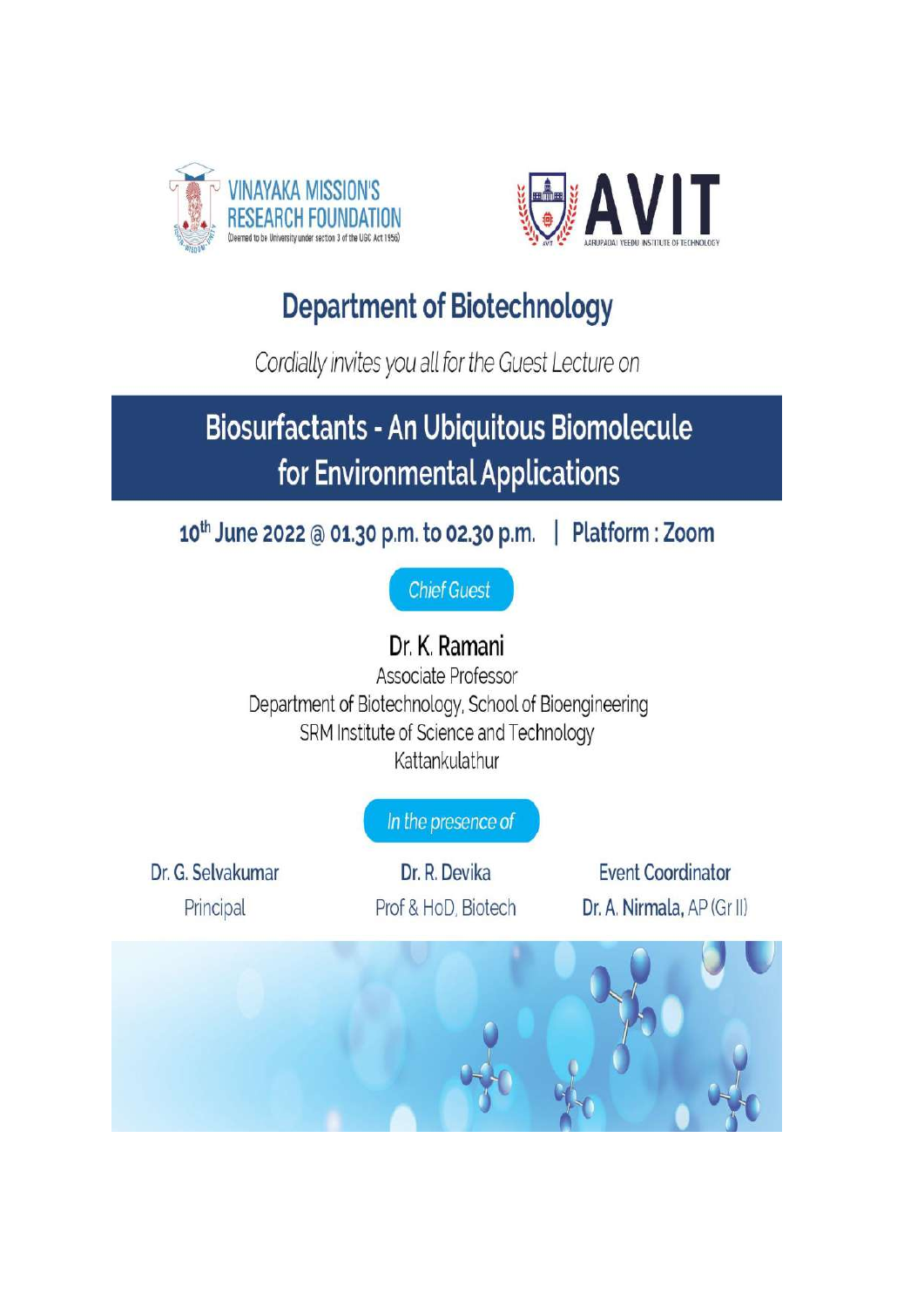VINAYAKA MISSION'S RESEARCH FOUNDATION
(Deemed to be University under section 3 of the UGC Act 1956)

AVIT
AARUPADAI VEEDU INSTITUTE OF TECHNOLOGY

# Department of Biotechnology

*Cordially invites you all for the Guest Lecture on*

## Biosurfactants - An Ubiquitous Biomolecule for Environmental Applications

**10th June 2022 @ 01.30 p.m. to 02.30 p.m. | Platform : Zoom**

*Chief Guest*

**Dr. K. Ramani**
Associate Professor
Department of Biotechnology, School of Bioengineering
SRM Institute of Science and Technology
Kattankulathur

*In the presence of*

| Dr. G. Selvakumar | Dr. R. Devika | Event Coordinator |
|---|---|---|
| Principal | Prof & HoD, Biotech | Dr. A. Nirmala, AP (Gr II) |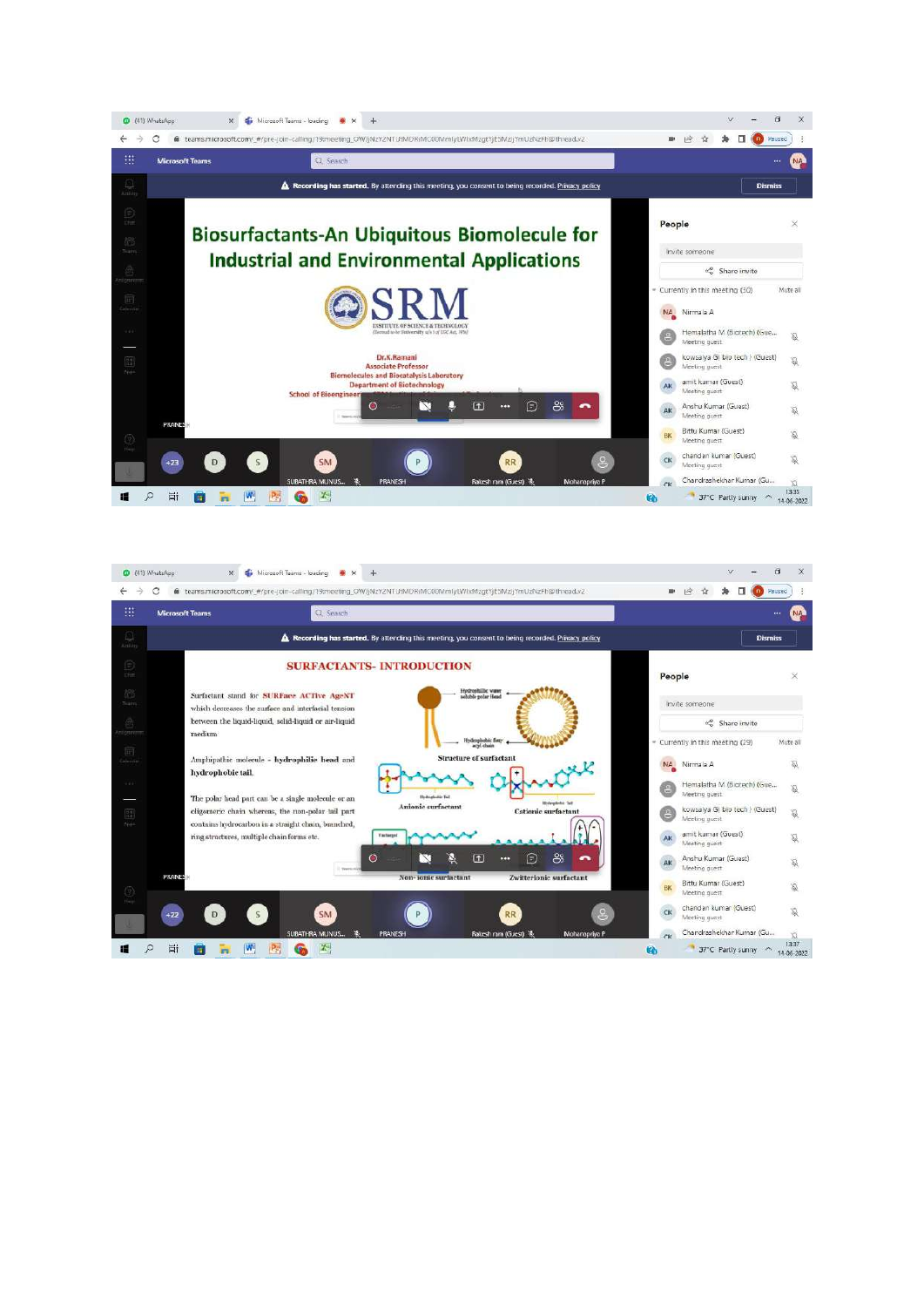Biosurfactants-An Ubiquitous Biomolecule for Industrial and Environmental Applications

SRM INSTITUTE OF SCIENCE & TECHNOLOGY

Dr.K.Ramani
Associate Professor
Biomolecules and Biocatalysis Laboratory
Department of Biotechnology
School of Bioengineering

SURFACTANTS- INTRODUCTION

Surfactant stand for SURFace ACTive AgeNT which decreases the surface and interfacial tension between the liquid-liquid, solid-liquid or air-liquid medium.

Amphipathic molecule - hydrophilic head and hydrophobic tail.

The polar head part can be a single molecule or an oligomeric chain whereas, the non-polar tail part contains hydrocarbon in a straight chain, branched, ring structures, multiple chain forms etc.

Structure of surfactant

Anionic surfactant

Cationic surfactant

Non-ionic surfactant

Zwitterionic surfactant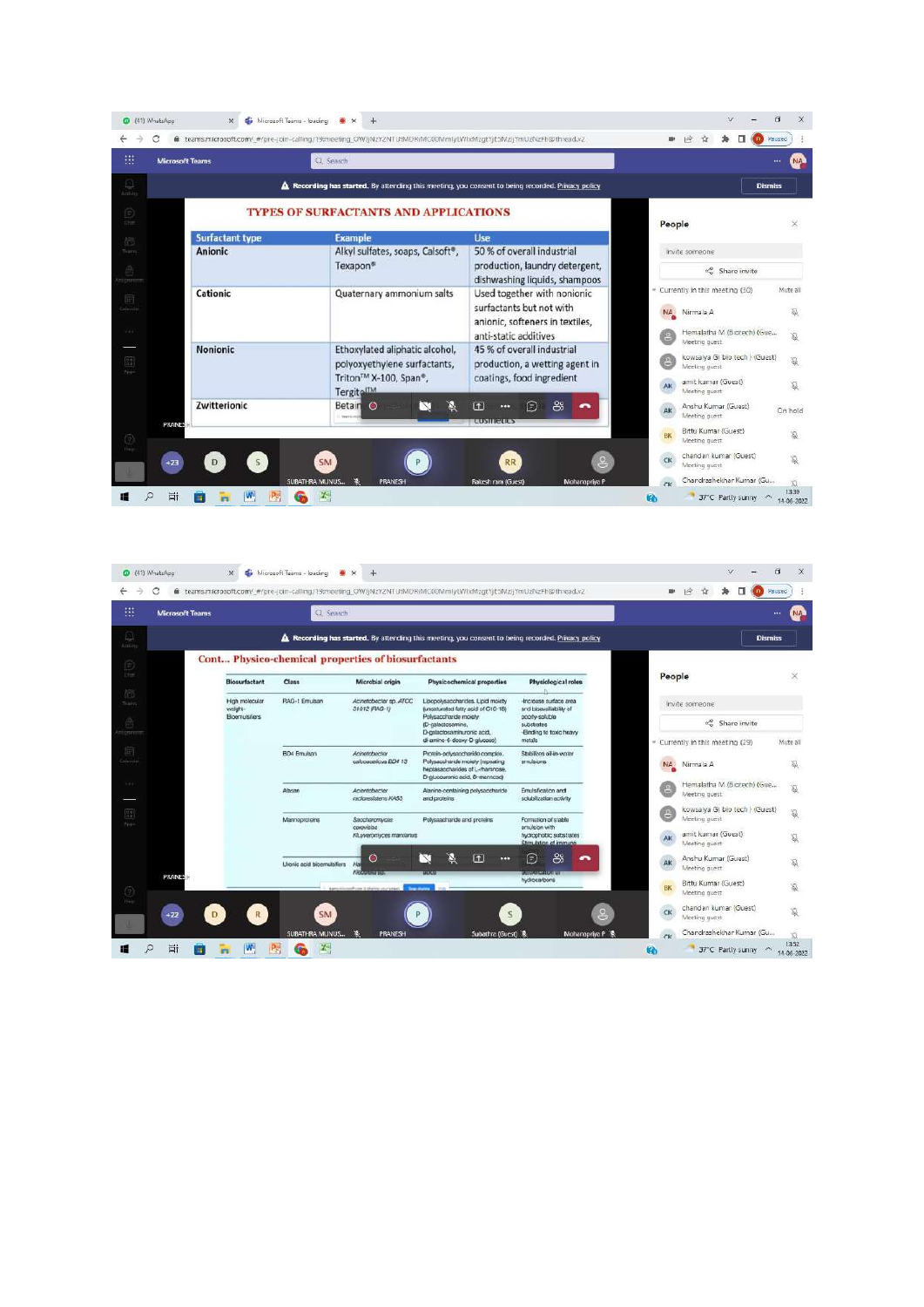## TYPES OF SURFACTANTS AND APPLICATIONS

| Surfactant type | Example | Use |
| --- | --- | --- |
| Anionic | Alkyl sulfates, soaps, Calsoft®, Texapon® | 50 % of overall industrial production, laundry detergent, dishwashing liquids, shampoos |
| Cationic | Quaternary ammonium salts | Used together with nonionic surfactants but not with anionic, softeners in textiles, anti-static additives |
| Nonionic | Ethoxylated aliphatic alcohol, polyoxyethylene surfactants, Triton™ X-100, Span®, Tergitol™ | 45 % of overall industrial production, a wetting agent in coatings, food ingredient |
| Zwitterionic | Betain | cosmetics |

## Cont... Physico-chemical properties of biosurfactants

| Biosurfactant | Class | Microbial origin | Physicochemical properties | Physiological roles |
| --- | --- | --- | --- | --- |
| High molecular weight-Bioemulsifiers | RAG-1 Emulsan | *Acinetobacter sp. ATCC 31012 (RAG-1)* | Lipopolysaccharides. Lipid moiety (unsaturated fatty acid of C10-18) Polysaccharide moiety (D-galactosamine, D-galactosaminuronic acid, di-amino-6-deoxy-D-glucose) | -Increase surface area and bioavailability of poorly-soluble substrates -Binding to toxic heavy metals |
| | BD4 Emulsan | *Acinetobacter calcoaceticus BD4 13* | Protein-polysaccharide complex. Polysaccharide moiety (repeating heptasaccharides of L-rhamnose, D-glucuronic acid, D-mannose) | Stabilizes oil-in-water emulsions |
| | Alasan | *Acinetobacter radioresistens KA53* | Alanine-containing polysaccharide and proteins | Emulsification and solubilization activity |
| | Mannoproteins | *Saccharomyces cerevisiae Kluyveromyces marxianus* | Polysaccharide and proteins | Formation of stable emulsion with hydrophobic substrates |
| | Uronic acid bioemulsifiers | | | hydrocarbons |